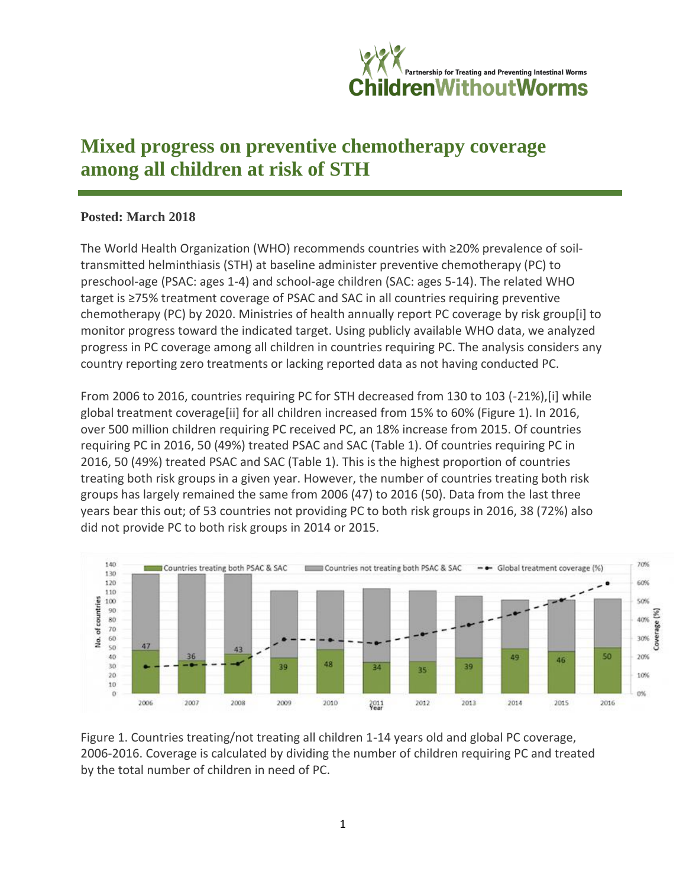Partnership for Treating and Preventing Intestinal Worms
ChildrenWithoutWorms

# Mixed progress on preventive chemotherapy coverage among all children at risk of STH

**Posted: March 2018**

The World Health Organization (WHO) recommends countries with ≥20% prevalence of soil-transmitted helminthiasis (STH) at baseline administer preventive chemotherapy (PC) to preschool-age (PSAC: ages 1-4) and school-age children (SAC: ages 5-14). The related WHO target is ≥75% treatment coverage of PSAC and SAC in all countries requiring preventive chemotherapy (PC) by 2020. Ministries of health annually report PC coverage by risk group[i] to monitor progress toward the indicated target. Using publicly available WHO data, we analyzed progress in PC coverage among all children in countries requiring PC. The analysis considers any country reporting zero treatments or lacking reported data as not having conducted PC.

From 2006 to 2016, countries requiring PC for STH decreased from 130 to 103 (-21%),[i] while global treatment coverage[ii] for all children increased from 15% to 60% (Figure 1). In 2016, over 500 million children requiring PC received PC, an 18% increase from 2015. Of countries requiring PC in 2016, 50 (49%) treated PSAC and SAC (Table 1). Of countries requiring PC in 2016, 50 (49%) treated PSAC and SAC (Table 1). This is the highest proportion of countries treating both risk groups in a given year. However, the number of countries treating both risk groups has largely remained the same from 2006 (47) to 2016 (50). Data from the last three years bear this out; of 53 countries not providing PC to both risk groups in 2016, 38 (72%) also did not provide PC to both risk groups in 2014 or 2015.

Countries treating both PSAC & SAC
Countries not treating both PSAC & SAC
Global treatment coverage (%)

No. of countries: 0 10 20 30 40 50 60 70 80 90 100 110 120 130 140

Coverage (%): 0% 10% 20% 30% 40% 50% 60% 70%

Year: 2006 2007 2008 2009 2010 2011 2012 2013 2014 2015 2016

47 36 43 39 48 34 35 39 49 46 50

Figure 1. Countries treating/not treating all children 1-14 years old and global PC coverage, 2006-2016. Coverage is calculated by dividing the number of children requiring PC and treated by the total number of children in need of PC.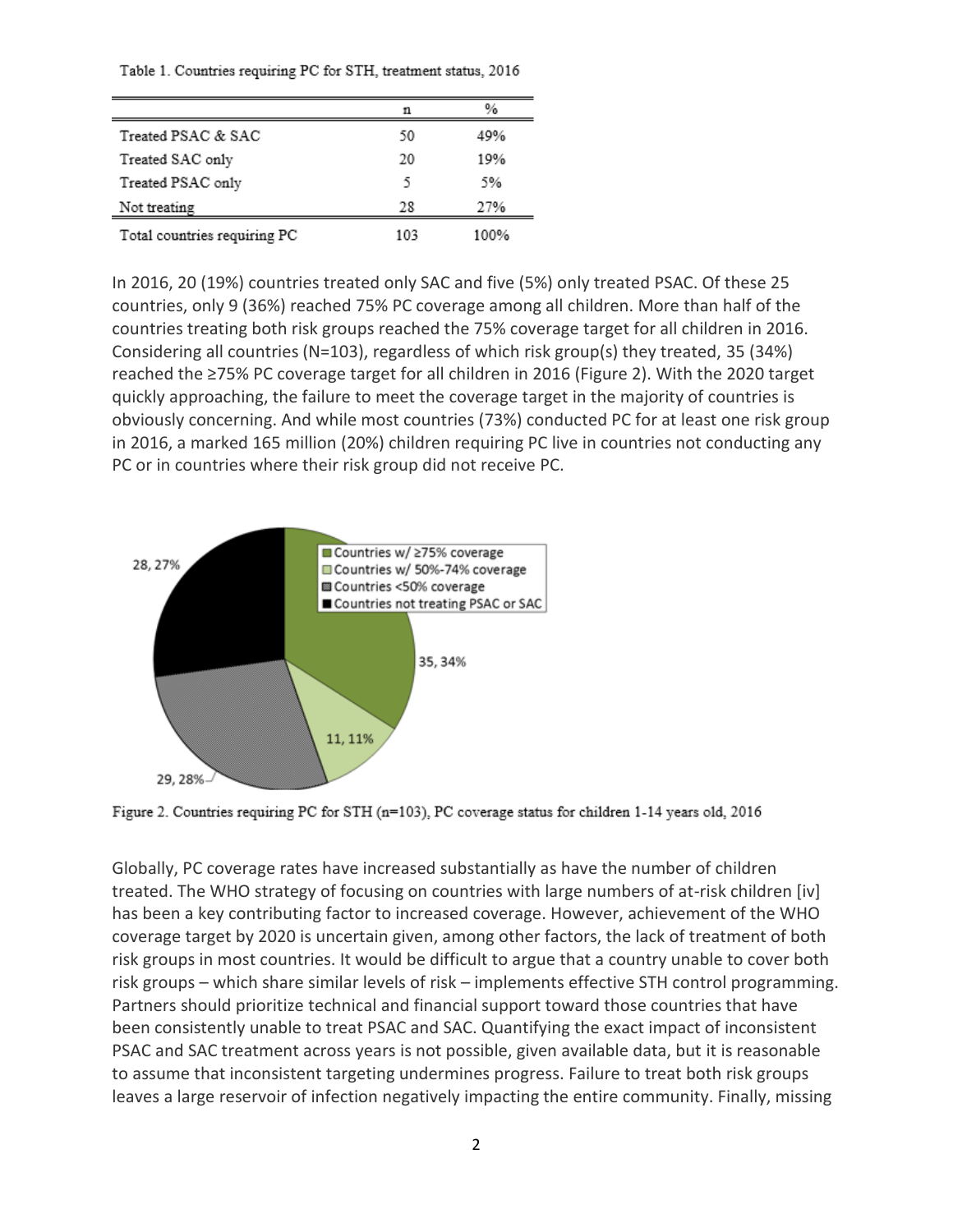Table 1. Countries requiring PC for STH, treatment status, 2016

| | n | % |
|---|---|---|
| Treated PSAC & SAC | 50 | 49% |
| Treated SAC only | 20 | 19% |
| Treated PSAC only | 5 | 5% |
| Not treating | 28 | 27% |
| Total countries requiring PC | 103 | 100% |

In 2016, 20 (19%) countries treated only SAC and five (5%) only treated PSAC. Of these 25 countries, only 9 (36%) reached 75% PC coverage among all children. More than half of the countries treating both risk groups reached the 75% coverage target for all children in 2016. Considering all countries (N=103), regardless of which risk group(s) they treated, 35 (34%) reached the ≥75% PC coverage target for all children in 2016 (Figure 2). With the 2020 target quickly approaching, the failure to meet the coverage target in the majority of countries is obviously concerning. And while most countries (73%) conducted PC for at least one risk group in 2016, a marked 165 million (20%) children requiring PC live in countries not conducting any PC or in countries where their risk group did not receive PC.

Countries w/ ≥75% coverage
Countries w/ 50%-74% coverage
Countries <50% coverage
Countries not treating PSAC or SAC

35, 34%
11, 11%
29, 28%
28, 27%

Figure 2. Countries requiring PC for STH (n=103), PC coverage status for children 1-14 years old, 2016

Globally, PC coverage rates have increased substantially as have the number of children treated. The WHO strategy of focusing on countries with large numbers of at-risk children [iv] has been a key contributing factor to increased coverage. However, achievement of the WHO coverage target by 2020 is uncertain given, among other factors, the lack of treatment of both risk groups in most countries. It would be difficult to argue that a country unable to cover both risk groups – which share similar levels of risk – implements effective STH control programming. Partners should prioritize technical and financial support toward those countries that have been consistently unable to treat PSAC and SAC. Quantifying the exact impact of inconsistent PSAC and SAC treatment across years is not possible, given available data, but it is reasonable to assume that inconsistent targeting undermines progress. Failure to treat both risk groups leaves a large reservoir of infection negatively impacting the entire community. Finally, missing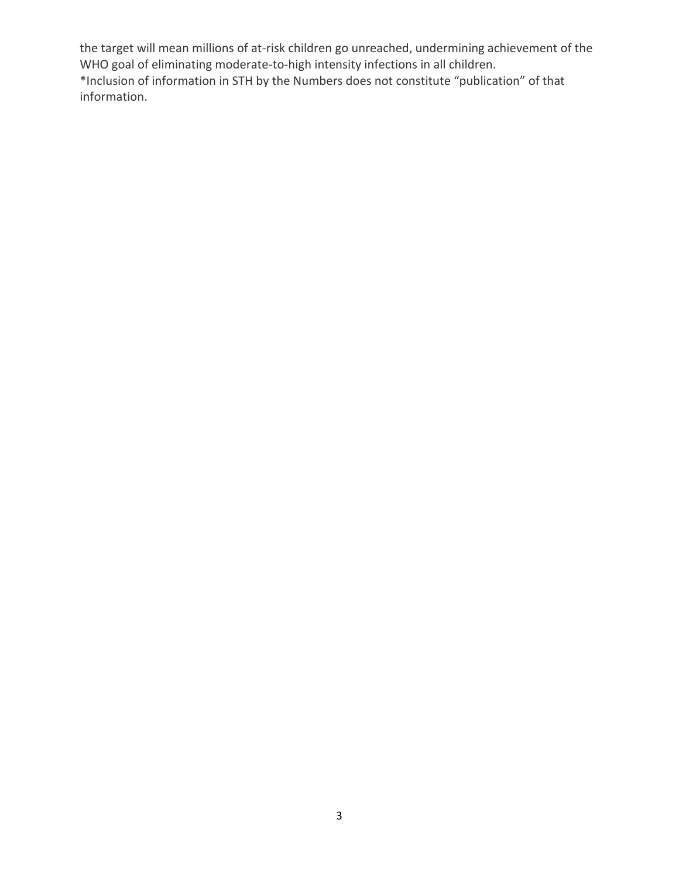the target will mean millions of at-risk children go unreached, undermining achievement of the WHO goal of eliminating moderate-to-high intensity infections in all children.

*Inclusion of information in STH by the Numbers does not constitute "publication" of that information.